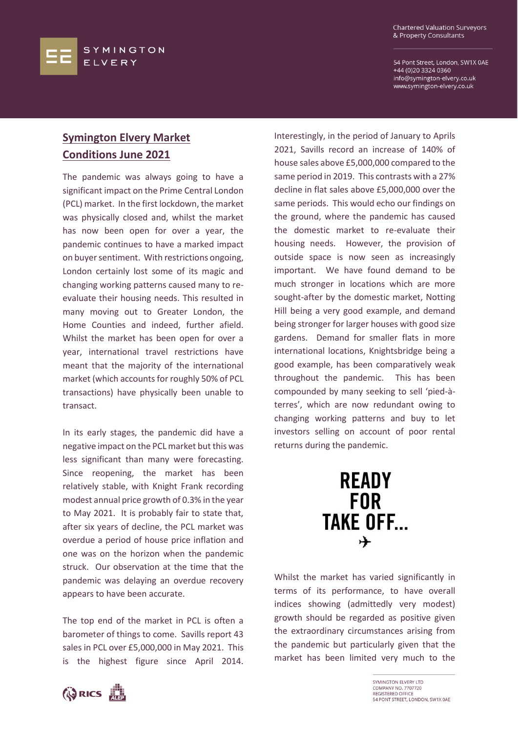# Symington Elvery Market Conditions June 2021

The pandemic was always going to have a significant impact on the Prime Central London (PCL) market. In the first lockdown, the market was physically closed and, whilst the market has now been open for over a year, the pandemic continues to have a marked impact on buyer sentiment. With restrictions ongoing, London certainly lost some of its magic and changing working patterns caused many to re-evaluate their housing needs. This resulted in many moving out to Greater London, the Home Counties and indeed, further afield. Whilst the market has been open for over a year, international travel restrictions have meant that the majority of the international market (which accounts for roughly 50% of PCL transactions) have physically been unable to transact.

In its early stages, the pandemic did have a negative impact on the PCL market but this was less significant than many were forecasting. Since reopening, the market has been relatively stable, with Knight Frank recording modest annual price growth of 0.3% in the year to May 2021. It is probably fair to state that, after six years of decline, the PCL market was overdue a period of house price inflation and one was on the horizon when the pandemic struck. Our observation at the time that the pandemic was delaying an overdue recovery appears to have been accurate.

The top end of the market in PCL is often a barometer of things to come. Savills report 43 sales in PCL over £5,000,000 in May 2021. This is the highest figure since April 2014. Interestingly, in the period of January to Aprils 2021, Savills record an increase of 140% of house sales above £5,000,000 compared to the same period in 2019. This contrasts with a 27% decline in flat sales above £5,000,000 over the same periods. This would echo our findings on the ground, where the pandemic has caused the domestic market to re-evaluate their housing needs. However, the provision of outside space is now seen as increasingly important. We have found demand to be much stronger in locations which are more sought-after by the domestic market, Notting Hill being a very good example, and demand being stronger for larger houses with good size gardens. Demand for smaller flats in more international locations, Knightsbridge being a good example, has been comparatively weak throughout the pandemic. This has been compounded by many seeking to sell 'pied-à-terres', which are now redundant owing to changing working patterns and buy to let investors selling on account of poor rental returns during the pandemic.

**READY FOR TAKE OFF...**

Whilst the market has varied significantly in terms of its performance, to have overall indices showing (admittedly very modest) growth should be regarded as positive given the extraordinary circumstances arising from the pandemic but particularly given that the market has been limited very much to the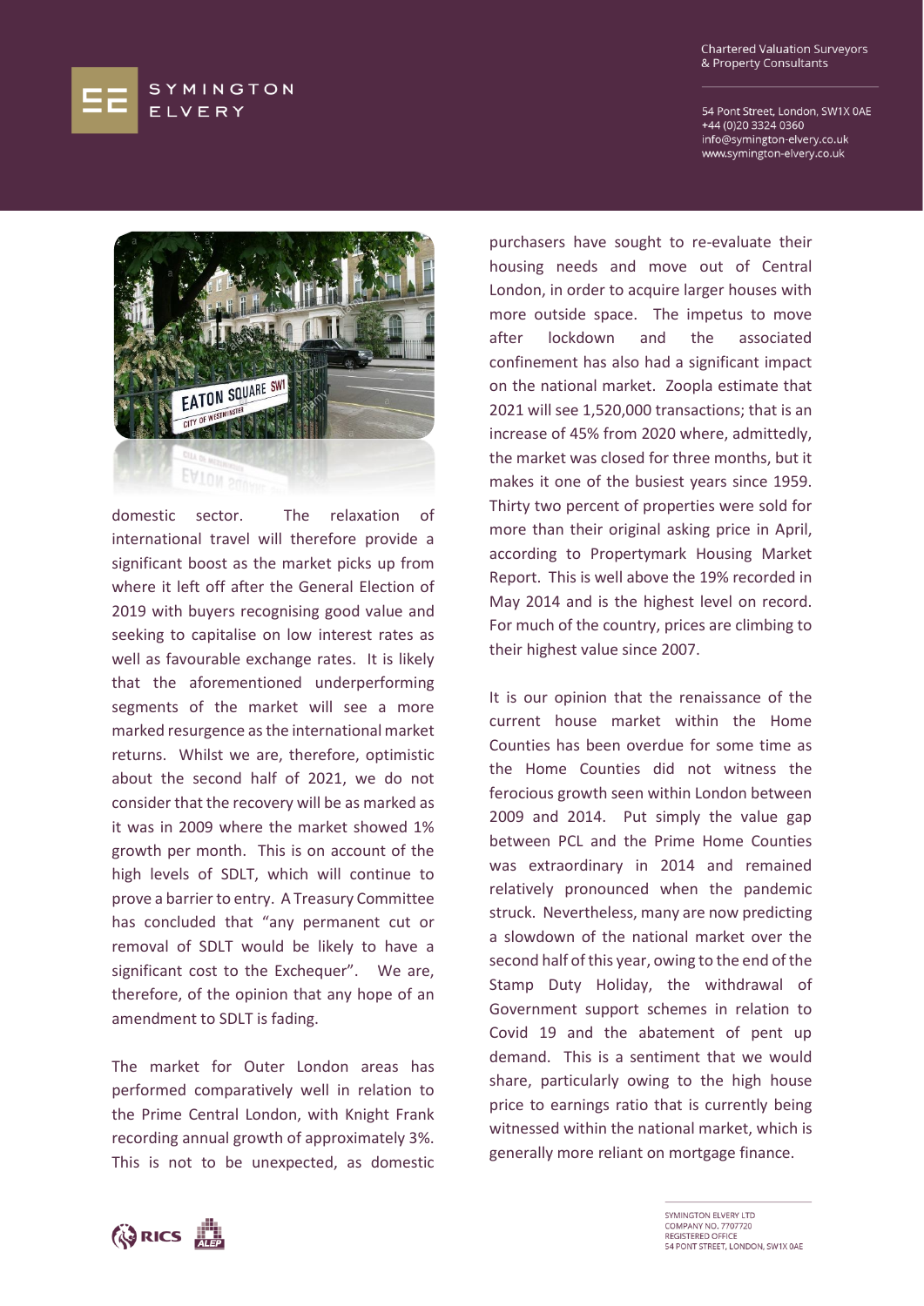domestic sector. The relaxation of international travel will therefore provide a significant boost as the market picks up from where it left off after the General Election of 2019 with buyers recognising good value and seeking to capitalise on low interest rates as well as favourable exchange rates. It is likely that the aforementioned underperforming segments of the market will see a more marked resurgence as the international market returns. Whilst we are, therefore, optimistic about the second half of 2021, we do not consider that the recovery will be as marked as it was in 2009 where the market showed 1% growth per month. This is on account of the high levels of SDLT, which will continue to prove a barrier to entry. A Treasury Committee has concluded that "any permanent cut or removal of SDLT would be likely to have a significant cost to the Exchequer". We are, therefore, of the opinion that any hope of an amendment to SDLT is fading.

The market for Outer London areas has performed comparatively well in relation to the Prime Central London, with Knight Frank recording annual growth of approximately 3%. This is not to be unexpected, as domestic purchasers have sought to re-evaluate their housing needs and move out of Central London, in order to acquire larger houses with more outside space. The impetus to move after lockdown and the associated confinement has also had a significant impact on the national market. Zoopla estimate that 2021 will see 1,520,000 transactions; that is an increase of 45% from 2020 where, admittedly, the market was closed for three months, but it makes it one of the busiest years since 1959. Thirty two percent of properties were sold for more than their original asking price in April, according to Propertymark Housing Market Report. This is well above the 19% recorded in May 2014 and is the highest level on record. For much of the country, prices are climbing to their highest value since 2007.

It is our opinion that the renaissance of the current house market within the Home Counties has been overdue for some time as the Home Counties did not witness the ferocious growth seen within London between 2009 and 2014. Put simply the value gap between PCL and the Prime Home Counties was extraordinary in 2014 and remained relatively pronounced when the pandemic struck. Nevertheless, many are now predicting a slowdown of the national market over the second half of this year, owing to the end of the Stamp Duty Holiday, the withdrawal of Government support schemes in relation to Covid 19 and the abatement of pent up demand. This is a sentiment that we would share, particularly owing to the high house price to earnings ratio that is currently being witnessed within the national market, which is generally more reliant on mortgage finance.